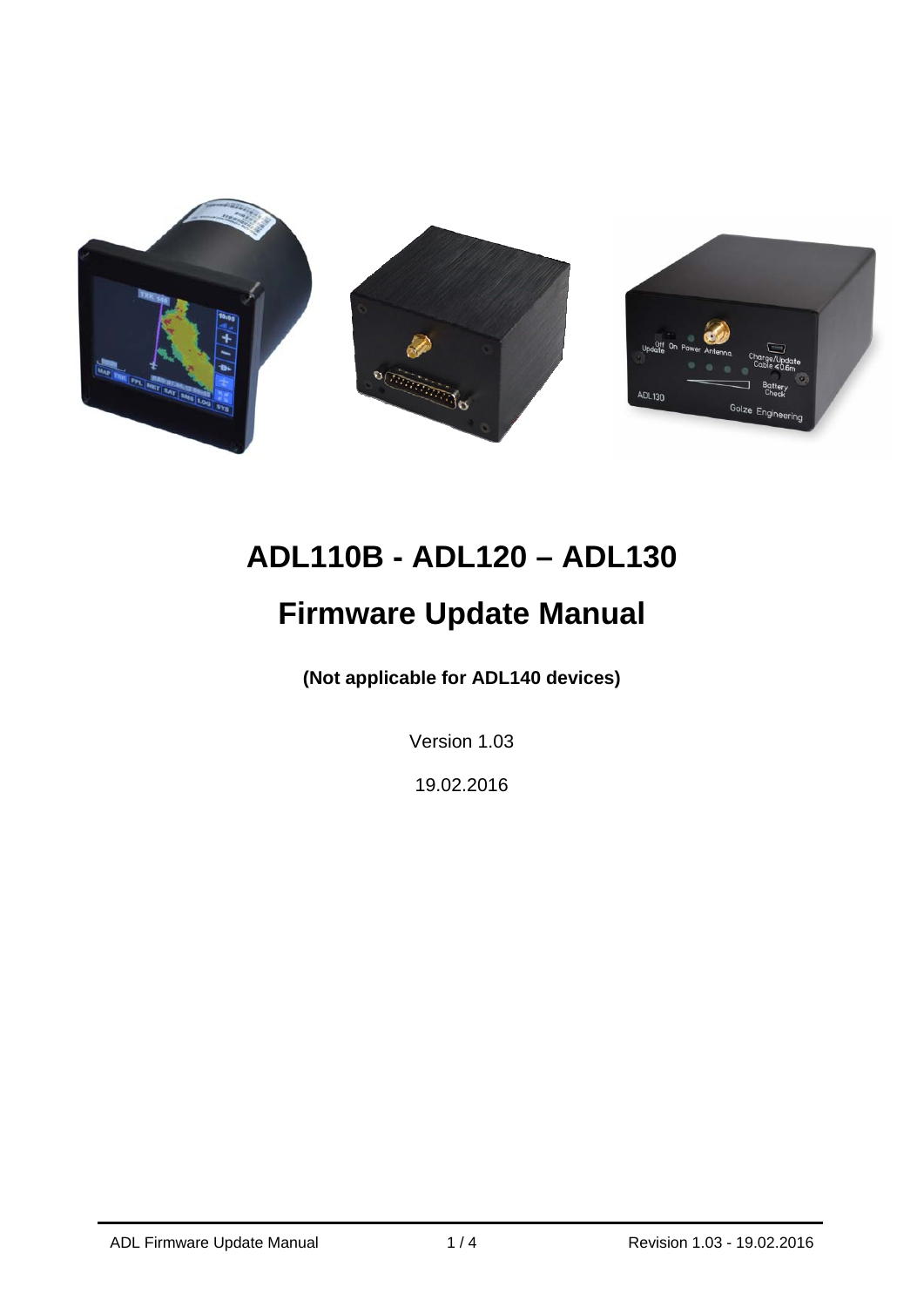# ADL110B - ADL120 – ADL130

# Firmware Update Manual

**(Not applicable for ADL140 devices)**

Version 1.03

19.02.2016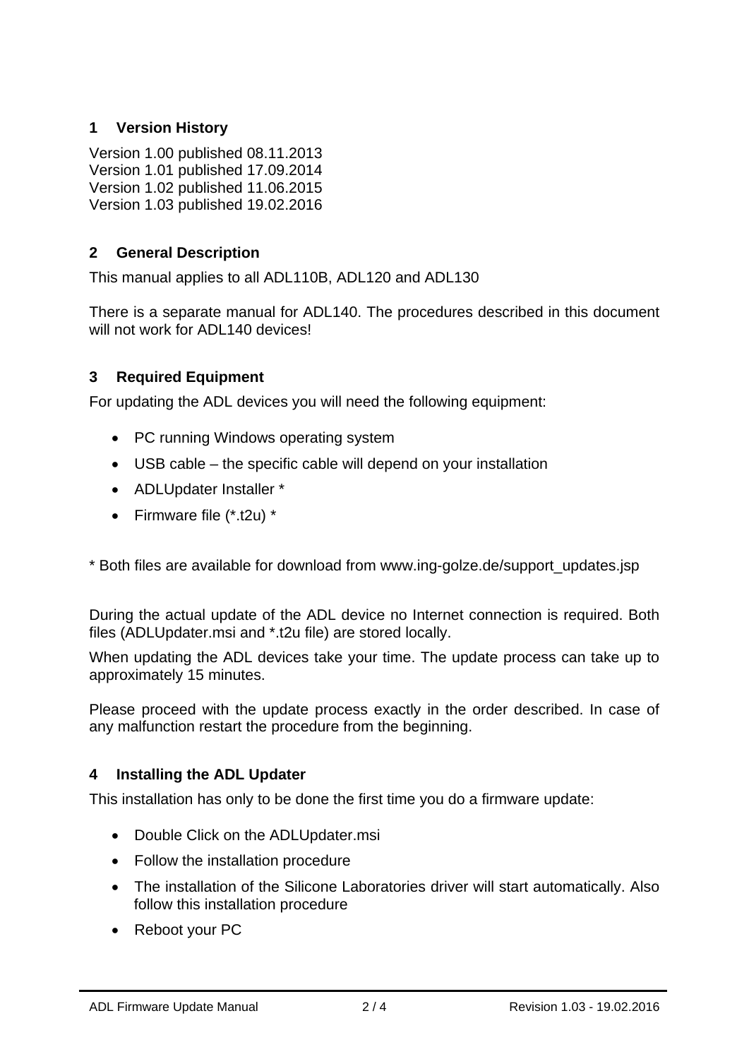## 1 Version History

Version 1.00 published 08.11.2013
Version 1.01 published 17.09.2014
Version 1.02 published 11.06.2015
Version 1.03 published 19.02.2016

## 2 General Description

This manual applies to all ADL110B, ADL120 and ADL130

There is a separate manual for ADL140. The procedures described in this document will not work for ADL140 devices!

## 3 Required Equipment

For updating the ADL devices you will need the following equipment:

- PC running Windows operating system
- USB cable – the specific cable will depend on your installation
- ADLUpdater Installer *
- Firmware file (*.t2u) *

* Both files are available for download from www.ing-golze.de/support_updates.jsp

During the actual update of the ADL device no Internet connection is required. Both files (ADLUpdater.msi and *.t2u file) are stored locally.

When updating the ADL devices take your time. The update process can take up to approximately 15 minutes.

Please proceed with the update process exactly in the order described. In case of any malfunction restart the procedure from the beginning.

## 4 Installing the ADL Updater

This installation has only to be done the first time you do a firmware update:

- Double Click on the ADLUpdater.msi
- Follow the installation procedure
- The installation of the Silicone Laboratories driver will start automatically. Also follow this installation procedure
- Reboot your PC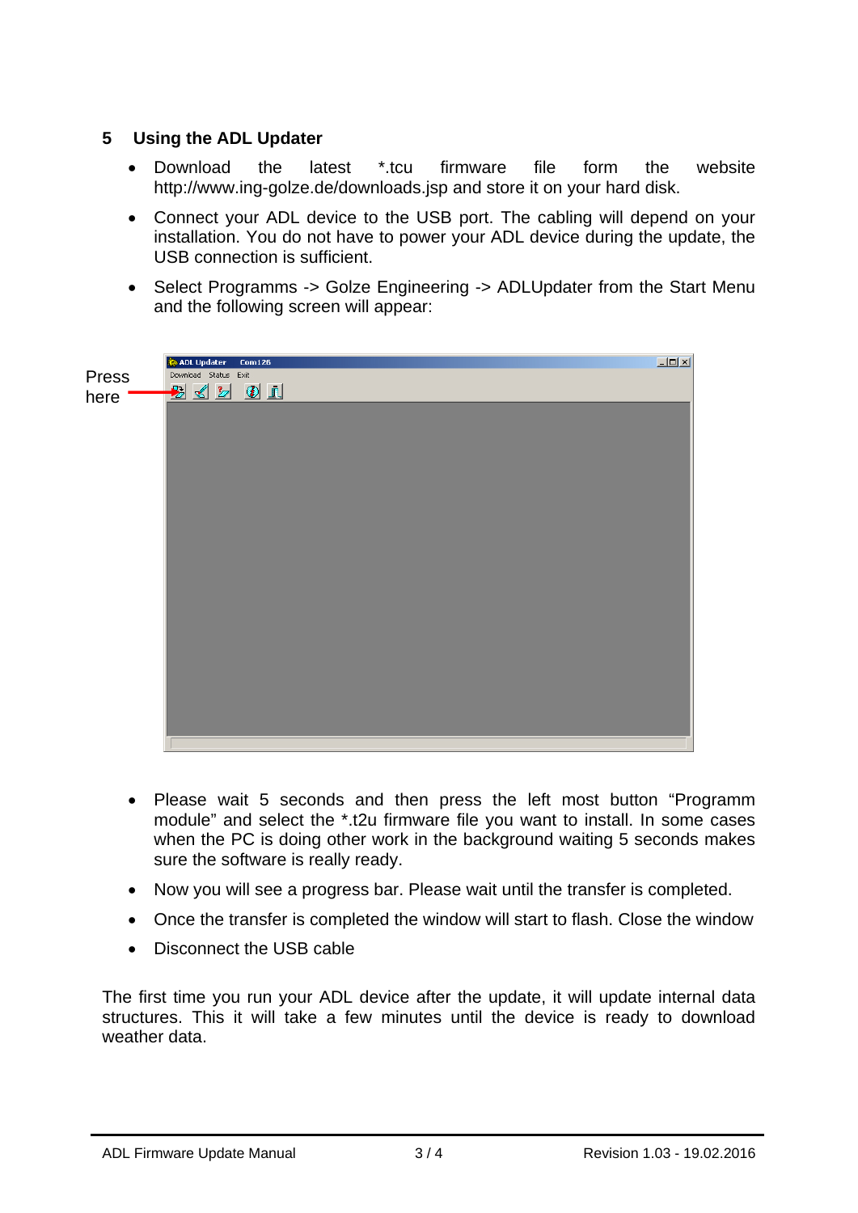## 5 Using the ADL Updater

- Download the latest *.tcu firmware file form the website http://www.ing-golze.de/downloads.jsp and store it on your hard disk.
- Connect your ADL device to the USB port. The cabling will depend on your installation. You do not have to power your ADL device during the update, the USB connection is sufficient.
- Select Programms -> Golze Engineering -> ADLUpdater from the Start Menu and the following screen will appear:

Press here

- Please wait 5 seconds and then press the left most button "Programm module" and select the *.t2u firmware file you want to install. In some cases when the PC is doing other work in the background waiting 5 seconds makes sure the software is really ready.
- Now you will see a progress bar. Please wait until the transfer is completed.
- Once the transfer is completed the window will start to flash. Close the window
- Disconnect the USB cable

The first time you run your ADL device after the update, it will update internal data structures. This it will take a few minutes until the device is ready to download weather data.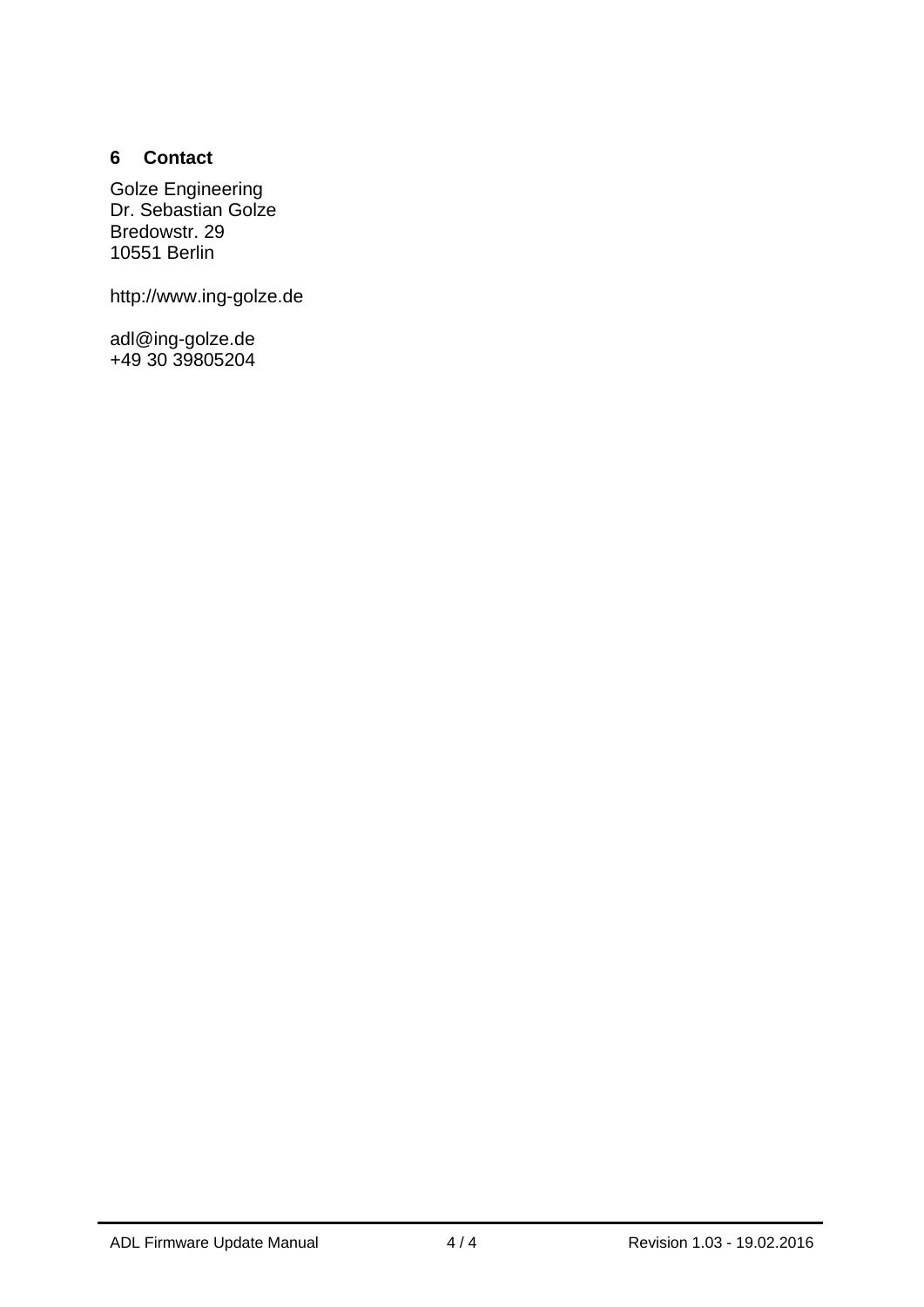# 6 Contact

Golze Engineering
Dr. Sebastian Golze
Bredowstr. 29
10551 Berlin

http://www.ing-golze.de

adl@ing-golze.de
+49 30 39805204